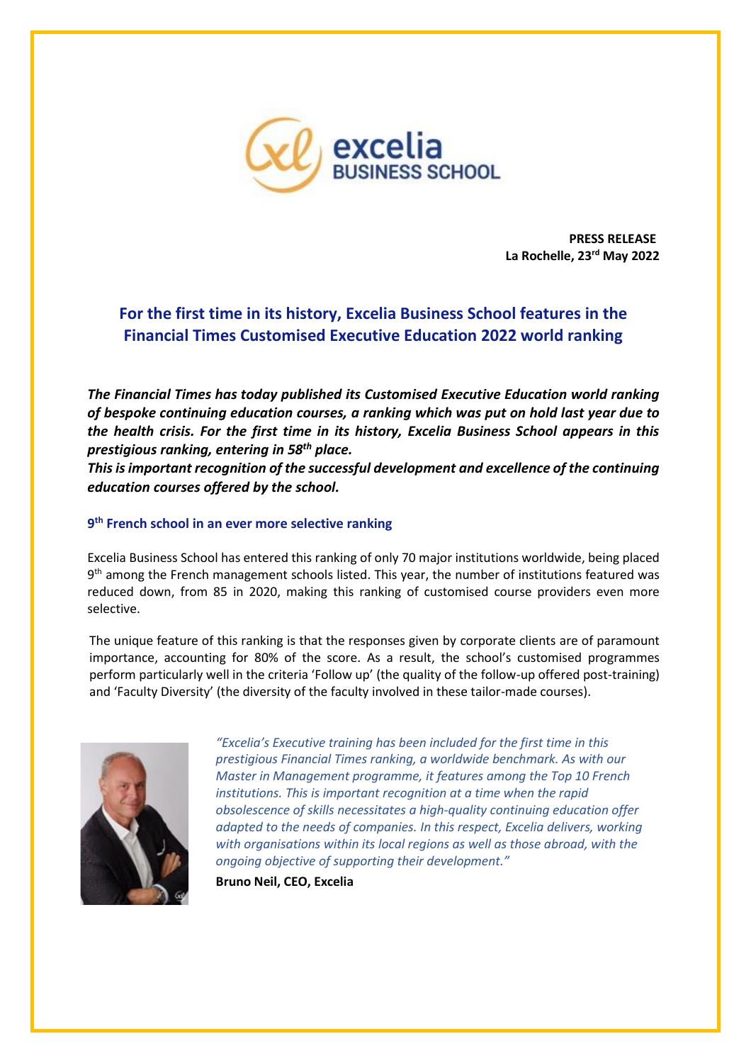**PRESS RELEASE**
**La Rochelle, 23rd May 2022**

## For the first time in its history, Excelia Business School features in the Financial Times Customised Executive Education 2022 world ranking

***The Financial Times has today published its Customised Executive Education world ranking of bespoke continuing education courses, a ranking which was put on hold last year due to the health crisis. For the first time in its history, Excelia Business School appears in this prestigious ranking, entering in 58th place.***
***This is important recognition of the successful development and excellence of the continuing education courses offered by the school.***

### 9th French school in an ever more selective ranking

Excelia Business School has entered this ranking of only 70 major institutions worldwide, being placed 9th among the French management schools listed. This year, the number of institutions featured was reduced down, from 85 in 2020, making this ranking of customised course providers even more selective.

The unique feature of this ranking is that the responses given by corporate clients are of paramount importance, accounting for 80% of the score. As a result, the school's customised programmes perform particularly well in the criteria 'Follow up' (the quality of the follow-up offered post-training) and 'Faculty Diversity' (the diversity of the faculty involved in these tailor-made courses).

*"Excelia's Executive training has been included for the first time in this prestigious Financial Times ranking, a worldwide benchmark. As with our Master in Management programme, it features among the Top 10 French institutions. This is important recognition at a time when the rapid obsolescence of skills necessitates a high-quality continuing education offer adapted to the needs of companies. In this respect, Excelia delivers, working with organisations within its local regions as well as those abroad, with the ongoing objective of supporting their development."*

**Bruno Neil, CEO, Excelia**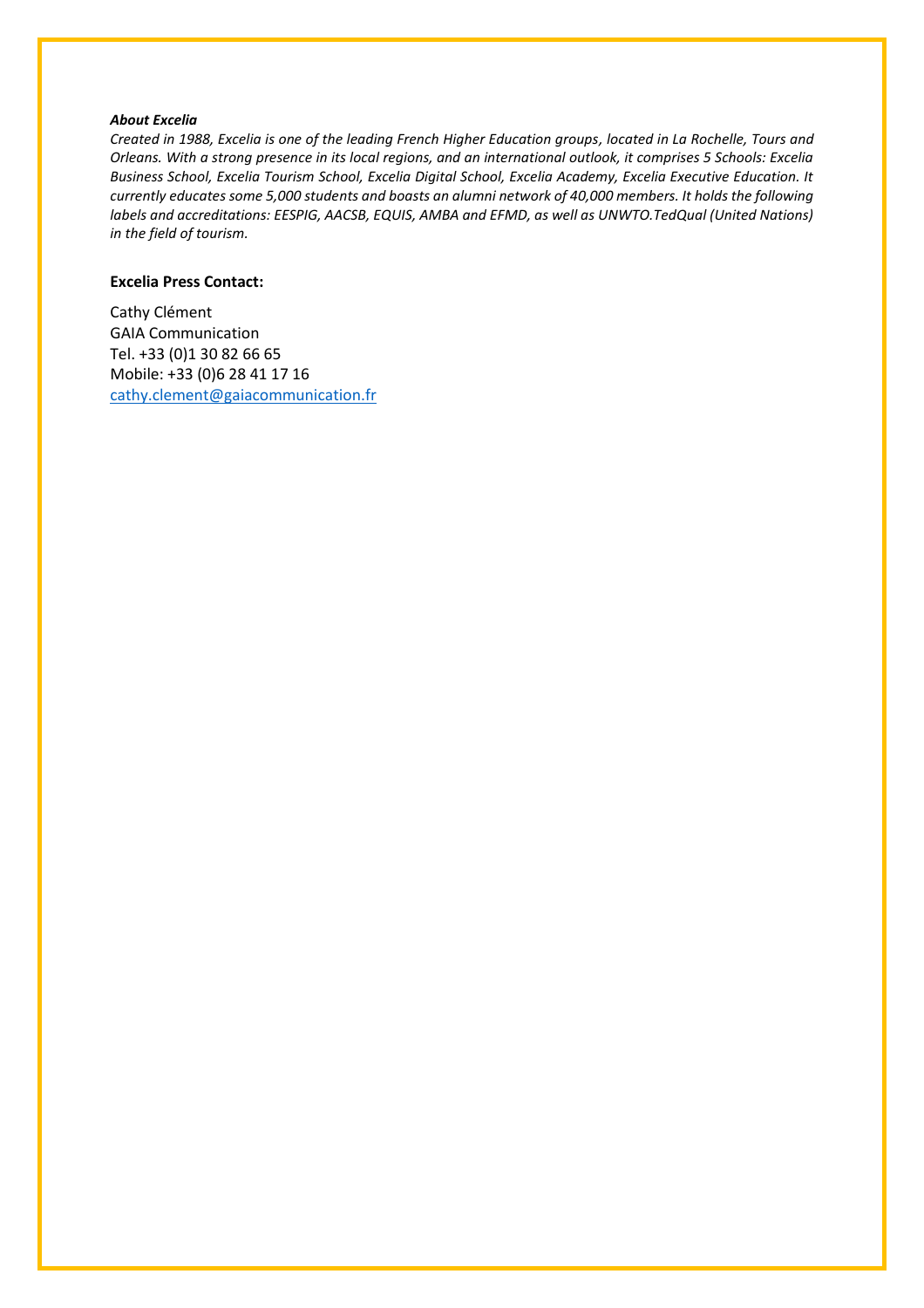***About Excelia***

*Created in 1988, Excelia is one of the leading French Higher Education groups, located in La Rochelle, Tours and Orleans. With a strong presence in its local regions, and an international outlook, it comprises 5 Schools: Excelia Business School, Excelia Tourism School, Excelia Digital School, Excelia Academy, Excelia Executive Education. It currently educates some 5,000 students and boasts an alumni network of 40,000 members. It holds the following labels and accreditations: EESPIG, AACSB, EQUIS, AMBA and EFMD, as well as UNWTO.TedQual (United Nations) in the field of tourism.*

**Excelia Press Contact:**

Cathy Clément
GAIA Communication
Tel. +33 (0)1 30 82 66 65
Mobile: +33 (0)6 28 41 17 16
cathy.clement@gaiacommunication.fr